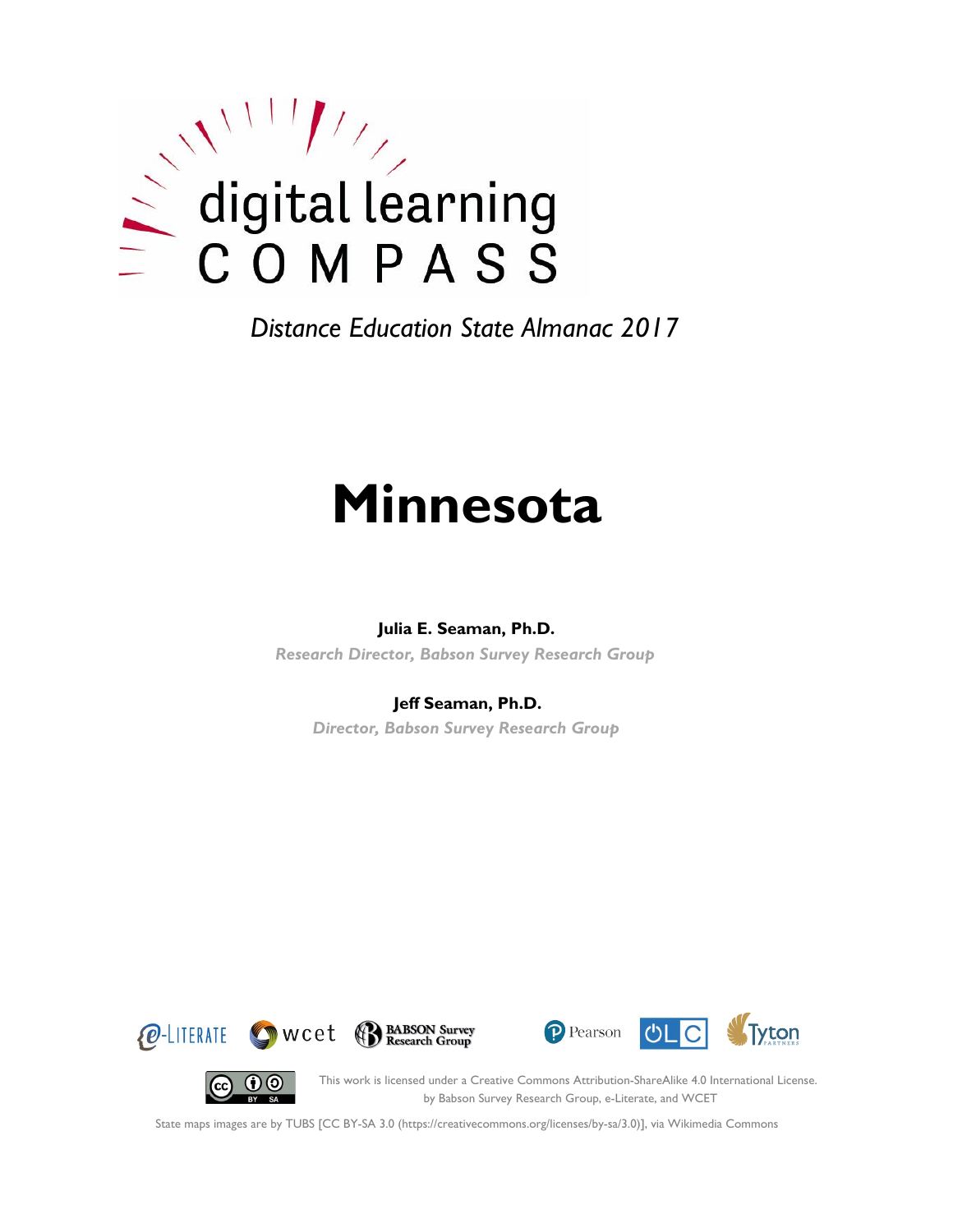digital learning

COMPASS

*Distance Education State Almanac 2017*

# Minnesota

**Julia E. Seaman, Ph.D.**

*Research Director, Babson Survey Research Group*

**Jeff Seaman, Ph.D.**

*Director, Babson Survey Research Group*

This work is licensed under a Creative Commons Attribution-ShareAlike 4.0 International License. by Babson Survey Research Group, e-Literate, and WCET

State maps images are by TUBS [CC BY-SA 3.0 (https://creativecommons.org/licenses/by-sa/3.0)], via Wikimedia Commons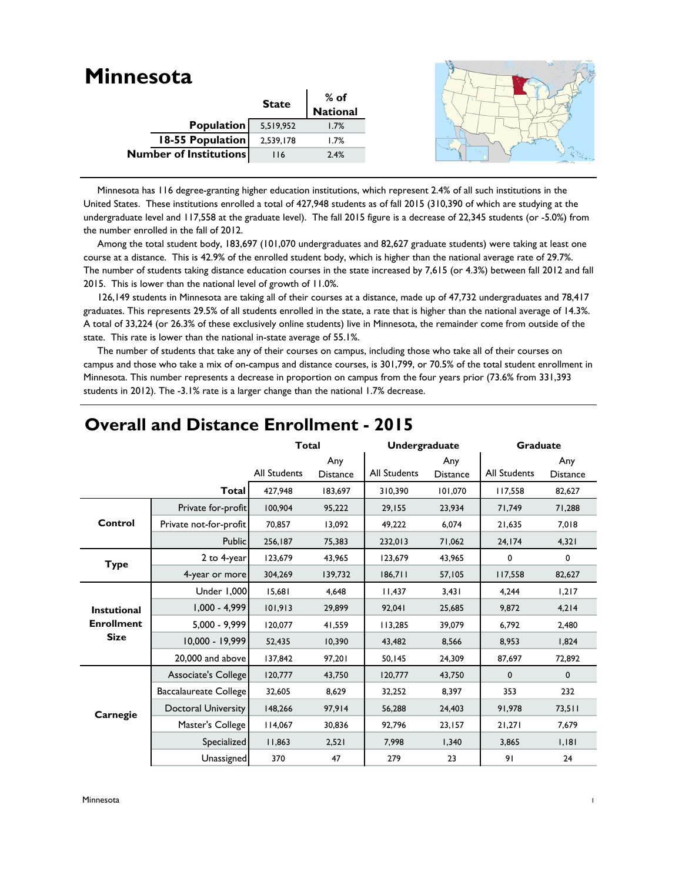# Minnesota

| | State | % of National |
|---|---|---|
| **Population** | 5,519,952 | 1.7% |
| **18-55 Population** | 2,539,178 | 1.7% |
| **Number of Institutions** | 116 | 2.4% |

Minnesota has 116 degree-granting higher education institutions, which represent 2.4% of all such institutions in the United States. These institutions enrolled a total of 427,948 students as of fall 2015 (310,390 of which are studying at the undergraduate level and 117,558 at the graduate level). The fall 2015 figure is a decrease of 22,345 students (or -5.0%) from the number enrolled in the fall of 2012.

Among the total student body, 183,697 (101,070 undergraduates and 82,627 graduate students) were taking at least one course at a distance. This is 42.9% of the enrolled student body, which is higher than the national average rate of 29.7%. The number of students taking distance education courses in the state increased by 7,615 (or 4.3%) between fall 2012 and fall 2015. This is lower than the national level of growth of 11.0%.

126,149 students in Minnesota are taking all of their courses at a distance, made up of 47,732 undergraduates and 78,417 graduates. This represents 29.5% of all students enrolled in the state, a rate that is higher than the national average of 14.3%. A total of 33,224 (or 26.3% of these exclusively online students) live in Minnesota, the remainder come from outside of the state. This rate is lower than the national in-state average of 55.1%.

The number of students that take any of their courses on campus, including those who take all of their courses on campus and those who take a mix of on-campus and distance courses, is 301,799, or 70.5% of the total student enrollment in Minnesota. This number represents a decrease in proportion on campus from the four years prior (73.6% from 331,393 students in 2012). The -3.1% rate is a larger change than the national 1.7% decrease.

## Overall and Distance Enrollment - 2015

| | | Total | | Undergraduate | | Graduate | |
|---|---|---|---|---|---|---|---|
| | | All Students | Any Distance | All Students | Any Distance | All Students | Any Distance |
| | **Total** | 427,948 | 183,697 | 310,390 | 101,070 | 117,558 | 82,627 |
| **Control** | Private for-profit | 100,904 | 95,222 | 29,155 | 23,934 | 71,749 | 71,288 |
| | Private not-for-profit | 70,857 | 13,092 | 49,222 | 6,074 | 21,635 | 7,018 |
| | Public | 256,187 | 75,383 | 232,013 | 71,062 | 24,174 | 4,321 |
| **Type** | 2 to 4-year | 123,679 | 43,965 | 123,679 | 43,965 | 0 | 0 |
| | 4-year or more | 304,269 | 139,732 | 186,711 | 57,105 | 117,558 | 82,627 |
| **Instutional Enrollment Size** | Under 1,000 | 15,681 | 4,648 | 11,437 | 3,431 | 4,244 | 1,217 |
| | 1,000 - 4,999 | 101,913 | 29,899 | 92,041 | 25,685 | 9,872 | 4,214 |
| | 5,000 - 9,999 | 120,077 | 41,559 | 113,285 | 39,079 | 6,792 | 2,480 |
| | 10,000 - 19,999 | 52,435 | 10,390 | 43,482 | 8,566 | 8,953 | 1,824 |
| | 20,000 and above | 137,842 | 97,201 | 50,145 | 24,309 | 87,697 | 72,892 |
| **Carnegie** | Associate's College | 120,777 | 43,750 | 120,777 | 43,750 | 0 | 0 |
| | Baccalaureate College | 32,605 | 8,629 | 32,252 | 8,397 | 353 | 232 |
| | Doctoral University | 148,266 | 97,914 | 56,288 | 24,403 | 91,978 | 73,511 |
| | Master's College | 114,067 | 30,836 | 92,796 | 23,157 | 21,271 | 7,679 |
| | Specialized | 11,863 | 2,521 | 7,998 | 1,340 | 3,865 | 1,181 |
| | Unassigned | 370 | 47 | 279 | 23 | 91 | 24 |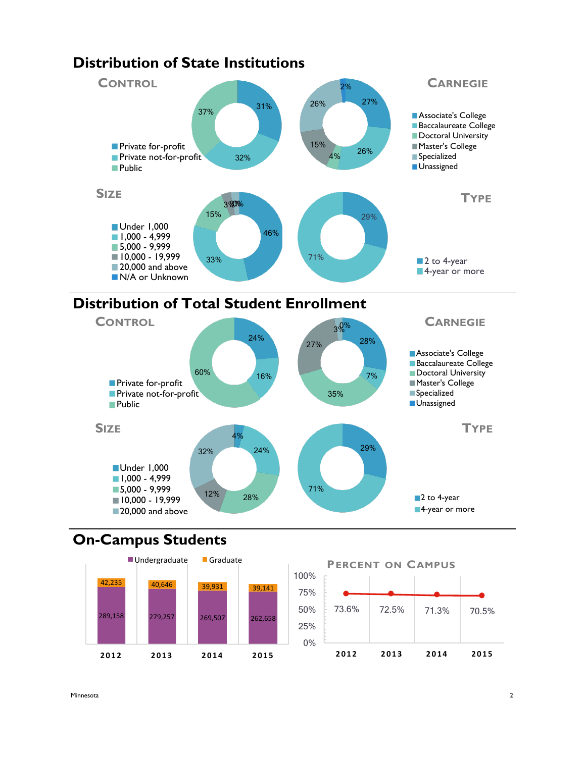# Distribution of State Institutions

## Control

- Private for-profit: 31%
- Private not-for-profit: 32%
- Public: 37%

## Carnegie

- Associate's College: 27%
- Baccalaureate College: 26%
- Doctoral University: 4%
- Master's College: 15%
- Specialized: 26%
- Unassigned: 2%

## Size

- Under 1,000: 46%
- 1,000 - 4,999: 33%
- 5,000 - 9,999: 15%
- 10,000 - 19,999: 3%
- 20,000 and above: 3%
- N/A or Unknown: 0%

## Type

- 2 to 4-year: 29%
- 4-year or more: 71%

# Distribution of Total Student Enrollment

## Control

- Private for-profit: 24%
- Private not-for-profit: 16%
- Public: 60%

## Carnegie

- Associate's College: 28%
- Baccalaureate College: 7%
- Doctoral University: 35%
- Master's College: 27%
- Specialized: 3%
- Unassigned: 0%

## Size

- Under 1,000: 4%
- 1,000 - 4,999: 24%
- 5,000 - 9,999: 28%
- 10,000 - 19,999: 12%
- 20,000 and above: 32%

## Type

- 2 to 4-year: 29%
- 4-year or more: 71%

# On-Campus Students

| | 2012 | 2013 | 2014 | 2015 |
|---|---|---|---|---|
| Undergraduate | 289,158 | 279,257 | 269,507 | 262,658 |
| Graduate | 42,235 | 40,646 | 39,931 | 39,141 |

## Percent on Campus

| 2012 | 2013 | 2014 | 2015 |
|---|---|---|---|
| 73.6% | 72.5% | 71.3% | 70.5% |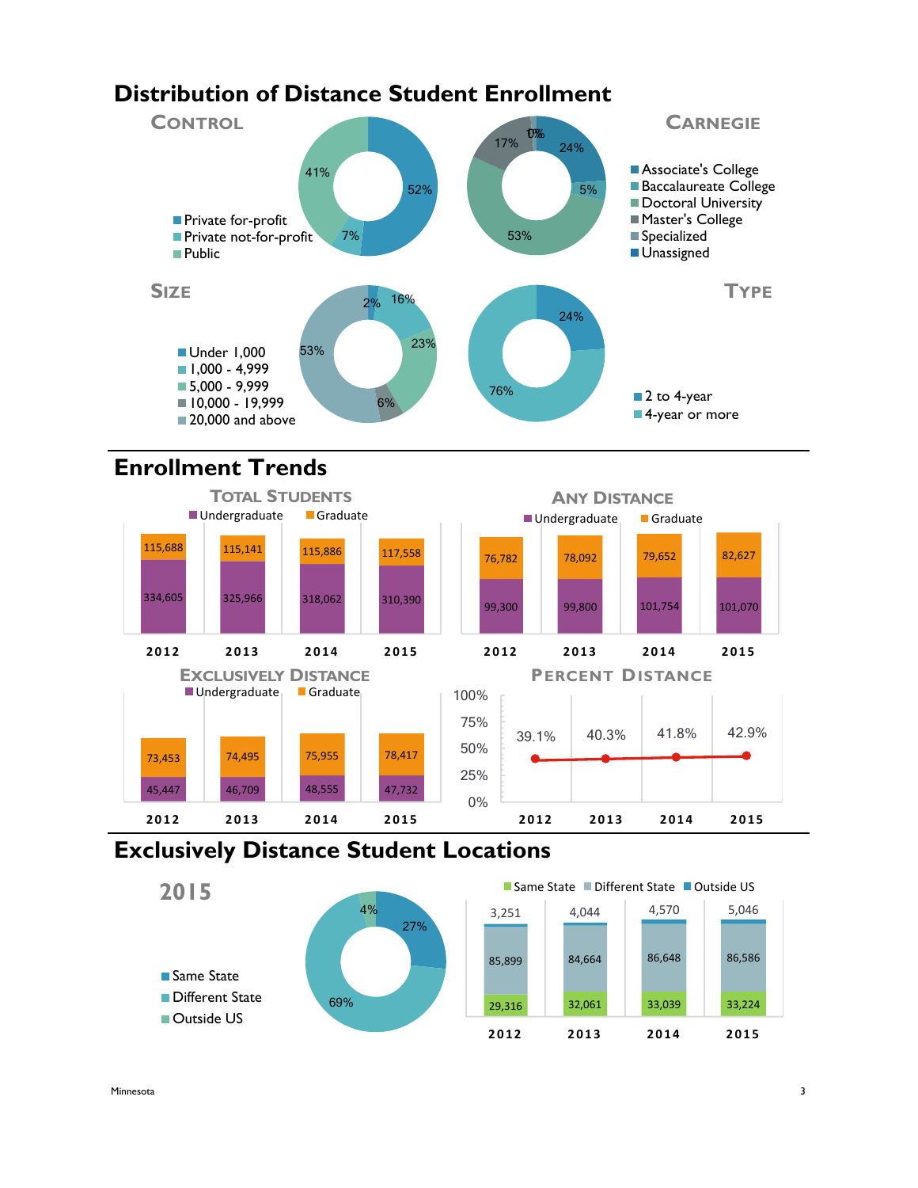# Distribution of Distance Student Enrollment

## Control

| Control | Percent |
|---|---|
| Private for-profit | 52% |
| Private not-for-profit | 7% |
| Public | 41% |

## Carnegie

| Carnegie | Percent |
|---|---|
| Associate's College | 24% |
| Baccalaureate College | 5% |
| Doctoral University | 53% |
| Master's College | 17% |
| Specialized | 1% |
| Unassigned | 0% |

## Size

| Size | Percent |
|---|---|
| Under 1,000 | 2% |
| 1,000 - 4,999 | 16% |
| 5,000 - 9,999 | 23% |
| 10,000 - 19,999 | 6% |
| 20,000 and above | 53% |

## Type

| Type | Percent |
|---|---|
| 2 to 4-year | 24% |
| 4-year or more | 76% |

# Enrollment Trends

## Total Students

| Year | Undergraduate | Graduate |
|---|---|---|
| 2012 | 334,605 | 115,688 |
| 2013 | 325,966 | 115,141 |
| 2014 | 318,062 | 115,886 |
| 2015 | 310,390 | 117,558 |

## Any Distance

| Year | Undergraduate | Graduate |
|---|---|---|
| 2012 | 99,300 | 76,782 |
| 2013 | 99,800 | 78,092 |
| 2014 | 101,754 | 79,652 |
| 2015 | 101,070 | 82,627 |

## Exclusively Distance

| Year | Undergraduate | Graduate |
|---|---|---|
| 2012 | 45,447 | 73,453 |
| 2013 | 46,709 | 74,495 |
| 2014 | 48,555 | 75,955 |
| 2015 | 47,732 | 78,417 |

## Percent Distance

| Year | Percent |
|---|---|
| 2012 | 39.1% |
| 2013 | 40.3% |
| 2014 | 41.8% |
| 2015 | 42.9% |

# Exclusively Distance Student Locations

## 2015

| Location | Percent |
|---|---|
| Same State | 27% |
| Different State | 69% |
| Outside US | 4% |

| Year | Same State | Different State | Outside US |
|---|---|---|---|
| 2012 | 29,316 | 85,899 | 3,251 |
| 2013 | 32,061 | 84,664 | 4,044 |
| 2014 | 33,039 | 86,648 | 4,570 |
| 2015 | 33,224 | 86,586 | 5,046 |

Minnesota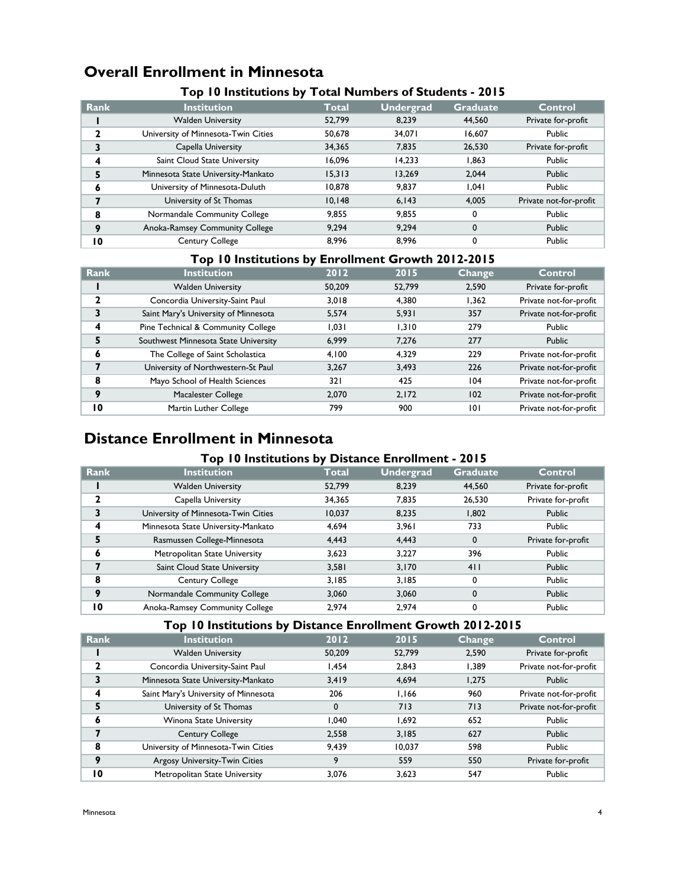## Overall Enrollment in Minnesota

### Top 10 Institutions by Total Numbers of Students - 2015

| Rank | Institution | Total | Undergrad | Graduate | Control |
|---|---|---|---|---|---|
| 1 | Walden University | 52,799 | 8,239 | 44,560 | Private for-profit |
| 2 | University of Minnesota-Twin Cities | 50,678 | 34,071 | 16,607 | Public |
| 3 | Capella University | 34,365 | 7,835 | 26,530 | Private for-profit |
| 4 | Saint Cloud State University | 16,096 | 14,233 | 1,863 | Public |
| 5 | Minnesota State University-Mankato | 15,313 | 13,269 | 2,044 | Public |
| 6 | University of Minnesota-Duluth | 10,878 | 9,837 | 1,041 | Public |
| 7 | University of St Thomas | 10,148 | 6,143 | 4,005 | Private not-for-profit |
| 8 | Normandale Community College | 9,855 | 9,855 | 0 | Public |
| 9 | Anoka-Ramsey Community College | 9,294 | 9,294 | 0 | Public |
| 10 | Century College | 8,996 | 8,996 | 0 | Public |

### Top 10 Institutions by Enrollment Growth 2012-2015

| Rank | Institution | 2012 | 2015 | Change | Control |
|---|---|---|---|---|---|
| 1 | Walden University | 50,209 | 52,799 | 2,590 | Private for-profit |
| 2 | Concordia University-Saint Paul | 3,018 | 4,380 | 1,362 | Private not-for-profit |
| 3 | Saint Mary's University of Minnesota | 5,574 | 5,931 | 357 | Private not-for-profit |
| 4 | Pine Technical & Community College | 1,031 | 1,310 | 279 | Public |
| 5 | Southwest Minnesota State University | 6,999 | 7,276 | 277 | Public |
| 6 | The College of Saint Scholastica | 4,100 | 4,329 | 229 | Private not-for-profit |
| 7 | University of Northwestern-St Paul | 3,267 | 3,493 | 226 | Private not-for-profit |
| 8 | Mayo School of Health Sciences | 321 | 425 | 104 | Private not-for-profit |
| 9 | Macalester College | 2,070 | 2,172 | 102 | Private not-for-profit |
| 10 | Martin Luther College | 799 | 900 | 101 | Private not-for-profit |

## Distance Enrollment in Minnesota

### Top 10 Institutions by Distance Enrollment - 2015

| Rank | Institution | Total | Undergrad | Graduate | Control |
|---|---|---|---|---|---|
| 1 | Walden University | 52,799 | 8,239 | 44,560 | Private for-profit |
| 2 | Capella University | 34,365 | 7,835 | 26,530 | Private for-profit |
| 3 | University of Minnesota-Twin Cities | 10,037 | 8,235 | 1,802 | Public |
| 4 | Minnesota State University-Mankato | 4,694 | 3,961 | 733 | Public |
| 5 | Rasmussen College-Minnesota | 4,443 | 4,443 | 0 | Private for-profit |
| 6 | Metropolitan State University | 3,623 | 3,227 | 396 | Public |
| 7 | Saint Cloud State University | 3,581 | 3,170 | 411 | Public |
| 8 | Century College | 3,185 | 3,185 | 0 | Public |
| 9 | Normandale Community College | 3,060 | 3,060 | 0 | Public |
| 10 | Anoka-Ramsey Community College | 2,974 | 2,974 | 0 | Public |

### Top 10 Institutions by Distance Enrollment Growth 2012-2015

| Rank | Institution | 2012 | 2015 | Change | Control |
|---|---|---|---|---|---|
| 1 | Walden University | 50,209 | 52,799 | 2,590 | Private for-profit |
| 2 | Concordia University-Saint Paul | 1,454 | 2,843 | 1,389 | Private not-for-profit |
| 3 | Minnesota State University-Mankato | 3,419 | 4,694 | 1,275 | Public |
| 4 | Saint Mary's University of Minnesota | 206 | 1,166 | 960 | Private not-for-profit |
| 5 | University of St Thomas | 0 | 713 | 713 | Private not-for-profit |
| 6 | Winona State University | 1,040 | 1,692 | 652 | Public |
| 7 | Century College | 2,558 | 3,185 | 627 | Public |
| 8 | University of Minnesota-Twin Cities | 9,439 | 10,037 | 598 | Public |
| 9 | Argosy University-Twin Cities | 9 | 559 | 550 | Private for-profit |
| 10 | Metropolitan State University | 3,076 | 3,623 | 547 | Public |